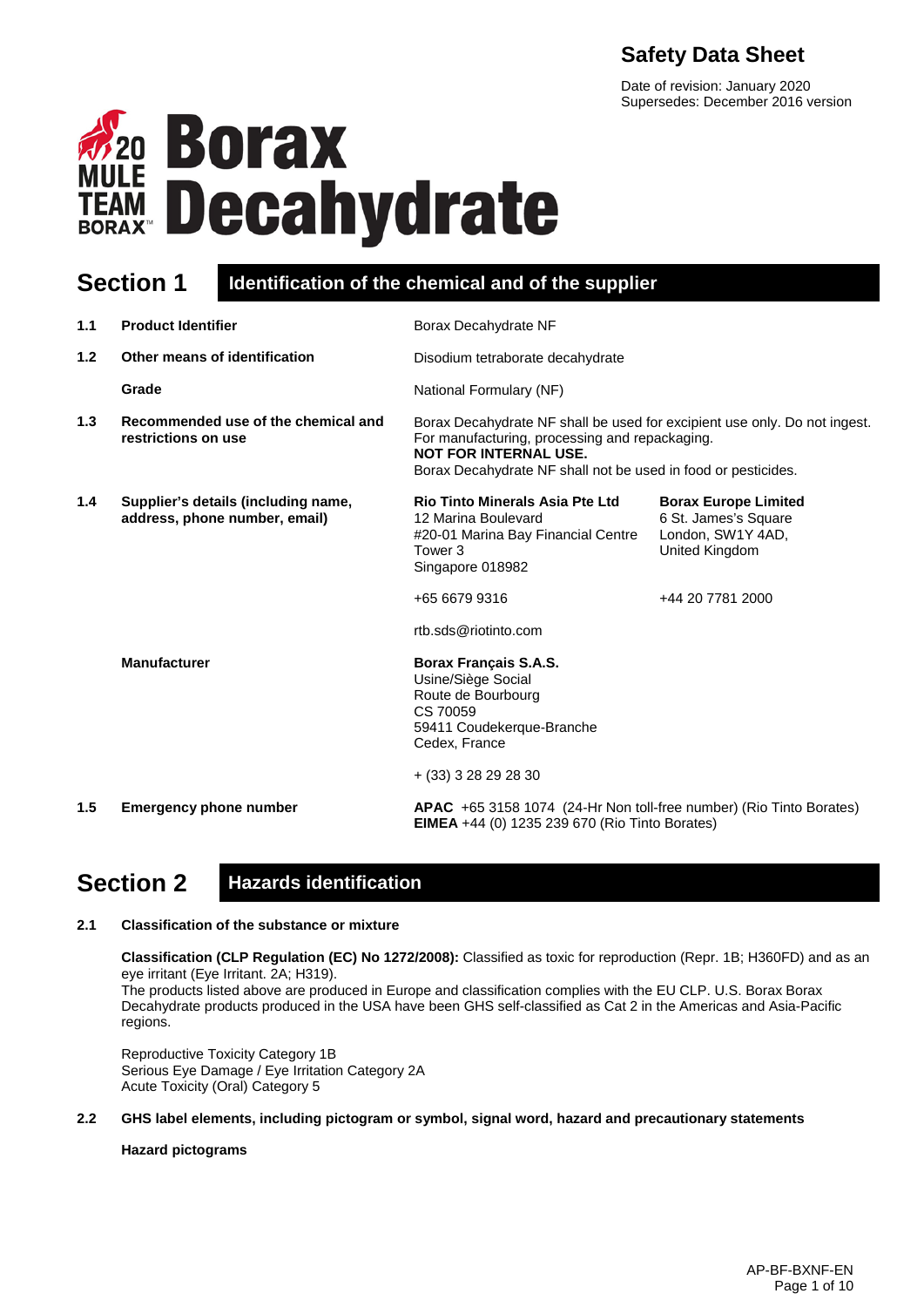# Safety Data Sheet

Date of revision: January 2020
Supersedes: December 2016 version

20 MULE TEAM BORAX™

# Borax Decahydrate

## Section 1 Identification of the chemical and of the supplier

| | | |
|---|---|---|
| **1.1** | **Product Identifier** | Borax Decahydrate NF |
| **1.2** | **Other means of identification** | Disodium tetraborate decahydrate |
| | **Grade** | National Formulary (NF) |
| **1.3** | **Recommended use of the chemical and restrictions on use** | Borax Decahydrate NF shall be used for excipient use only. Do not ingest. For manufacturing, processing and repackaging. **NOT FOR INTERNAL USE.** Borax Decahydrate NF shall not be used in food or pesticides. |
| **1.4** | **Supplier's details (including name, address, phone number, email)** | **Rio Tinto Minerals Asia Pte Ltd**, 12 Marina Boulevard, #20-01 Marina Bay Financial Centre Tower 3, Singapore 018982; +65 6679 9316; rtb.sds@riotinto.com<br>**Borax Europe Limited**, 6 St. James's Square, London, SW1Y 4AD, United Kingdom; +44 20 7781 2000 |
| | **Manufacturer** | **Borax Français S.A.S.**, Usine/Siège Social, Route de Bourbourg, CS 70059, 59411 Coudekerque-Branche, Cedex, France; + (33) 3 28 29 28 30 |
| **1.5** | **Emergency phone number** | **APAC** +65 3158 1074 (24-Hr Non toll-free number) (Rio Tinto Borates)<br>**EIMEA** +44 (0) 1235 239 670 (Rio Tinto Borates) |

## Section 2 Hazards identification

**2.1 Classification of the substance or mixture**

**Classification (CLP Regulation (EC) No 1272/2008):** Classified as toxic for reproduction (Repr. 1B; H360FD) and as an eye irritant (Eye Irritant. 2A; H319).
The products listed above are produced in Europe and classification complies with the EU CLP. U.S. Borax Borax Decahydrate products produced in the USA have been GHS self-classified as Cat 2 in the Americas and Asia-Pacific regions.

Reproductive Toxicity Category 1B
Serious Eye Damage / Eye Irritation Category 2A
Acute Toxicity (Oral) Category 5

**2.2 GHS label elements, including pictogram or symbol, signal word, hazard and precautionary statements**

**Hazard pictograms**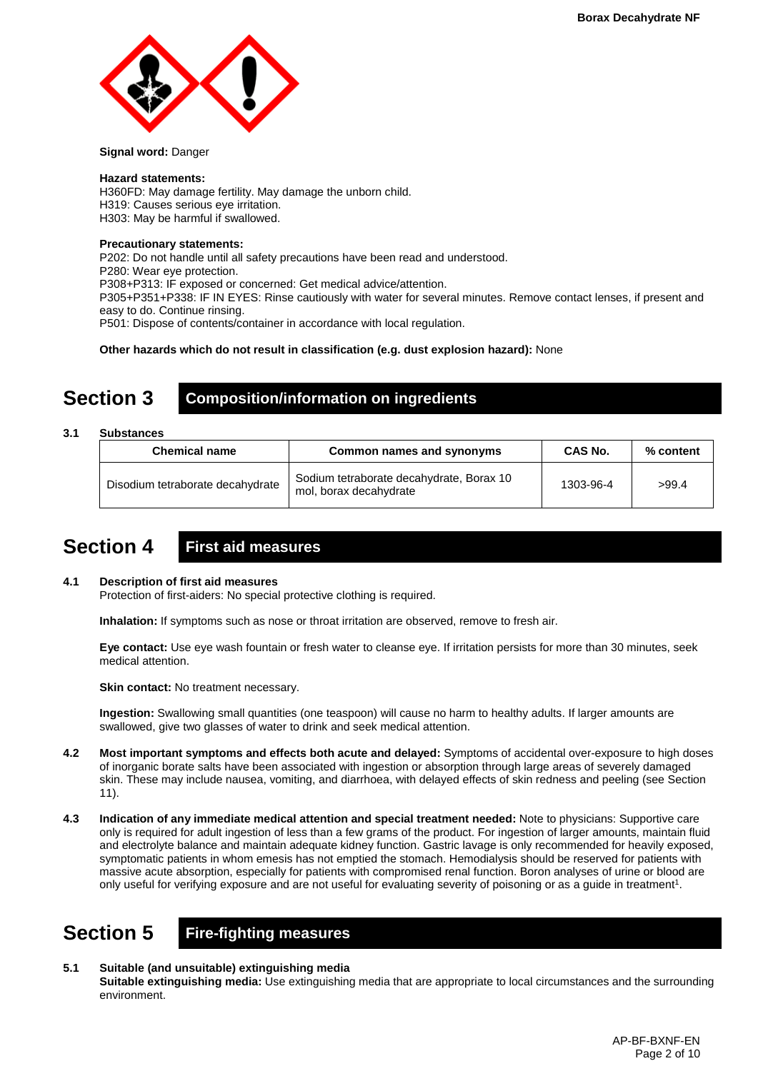**Signal word:** Danger

**Hazard statements:**
H360FD: May damage fertility. May damage the unborn child.
H319: Causes serious eye irritation.
H303: May be harmful if swallowed.

**Precautionary statements:**
P202: Do not handle until all safety precautions have been read and understood.
P280: Wear eye protection.
P308+P313: IF exposed or concerned: Get medical advice/attention.
P305+P351+P338: IF IN EYES: Rinse cautiously with water for several minutes. Remove contact lenses, if present and easy to do. Continue rinsing.
P501: Dispose of contents/container in accordance with local regulation.

**Other hazards which do not result in classification (e.g. dust explosion hazard):** None

# Section 3 Composition/information on ingredients

**3.1 Substances**

| Chemical name | Common names and synonyms | CAS No. | % content |
|---|---|---|---|
| Disodium tetraborate decahydrate | Sodium tetraborate decahydrate, Borax 10 mol, borax decahydrate | 1303-96-4 | >99.4 |

# Section 4 First aid measures

**4.1 Description of first aid measures**

Protection of first-aiders: No special protective clothing is required.

**Inhalation:** If symptoms such as nose or throat irritation are observed, remove to fresh air.

**Eye contact:** Use eye wash fountain or fresh water to cleanse eye. If irritation persists for more than 30 minutes, seek medical attention.

**Skin contact:** No treatment necessary.

**Ingestion:** Swallowing small quantities (one teaspoon) will cause no harm to healthy adults. If larger amounts are swallowed, give two glasses of water to drink and seek medical attention.

**4.2 Most important symptoms and effects both acute and delayed:** Symptoms of accidental over-exposure to high doses of inorganic borate salts have been associated with ingestion or absorption through large areas of severely damaged skin. These may include nausea, vomiting, and diarrhoea, with delayed effects of skin redness and peeling (see Section 11).

**4.3 Indication of any immediate medical attention and special treatment needed:** Note to physicians: Supportive care only is required for adult ingestion of less than a few grams of the product. For ingestion of larger amounts, maintain fluid and electrolyte balance and maintain adequate kidney function. Gastric lavage is only recommended for heavily exposed, symptomatic patients in whom emesis has not emptied the stomach. Hemodialysis should be reserved for patients with massive acute absorption, especially for patients with compromised renal function. Boron analyses of urine or blood are only useful for verifying exposure and are not useful for evaluating severity of poisoning or as a guide in treatment[1].

# Section 5 Fire-fighting measures

**5.1 Suitable (and unsuitable) extinguishing media**

**Suitable extinguishing media:** Use extinguishing media that are appropriate to local circumstances and the surrounding environment.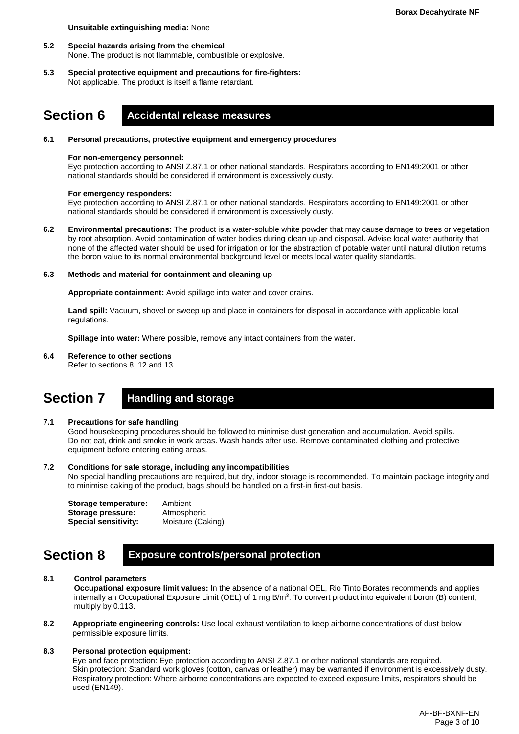**Unsuitable extinguishing media:** None

**5.2 Special hazards arising from the chemical**
None. The product is not flammable, combustible or explosive.

**5.3 Special protective equipment and precautions for fire-fighters:**
Not applicable. The product is itself a flame retardant.

## Section 6 Accidental release measures

**6.1 Personal precautions, protective equipment and emergency procedures**

**For non-emergency personnel:**
Eye protection according to ANSI Z.87.1 or other national standards. Respirators according to EN149:2001 or other national standards should be considered if environment is excessively dusty.

**For emergency responders:**
Eye protection according to ANSI Z.87.1 or other national standards. Respirators according to EN149:2001 or other national standards should be considered if environment is excessively dusty.

**6.2 Environmental precautions:** The product is a water-soluble white powder that may cause damage to trees or vegetation by root absorption. Avoid contamination of water bodies during clean up and disposal. Advise local water authority that none of the affected water should be used for irrigation or for the abstraction of potable water until natural dilution returns the boron value to its normal environmental background level or meets local water quality standards.

**6.3 Methods and material for containment and cleaning up**

**Appropriate containment:** Avoid spillage into water and cover drains.

**Land spill:** Vacuum, shovel or sweep up and place in containers for disposal in accordance with applicable local regulations.

**Spillage into water:** Where possible, remove any intact containers from the water.

**6.4 Reference to other sections**
Refer to sections 8, 12 and 13.

## Section 7 Handling and storage

**7.1 Precautions for safe handling**
Good housekeeping procedures should be followed to minimise dust generation and accumulation. Avoid spills. Do not eat, drink and smoke in work areas. Wash hands after use. Remove contaminated clothing and protective equipment before entering eating areas.

**7.2 Conditions for safe storage, including any incompatibilities**
No special handling precautions are required, but dry, indoor storage is recommended. To maintain package integrity and to minimise caking of the product, bags should be handled on a first-in first-out basis.

**Storage temperature:** Ambient
**Storage pressure:** Atmospheric
**Special sensitivity:** Moisture (Caking)

## Section 8 Exposure controls/personal protection

**8.1 Control parameters**
**Occupational exposure limit values:** In the absence of a national OEL, Rio Tinto Borates recommends and applies internally an Occupational Exposure Limit (OEL) of 1 mg B/m$^3$. To convert product into equivalent boron (B) content, multiply by 0.113.

**8.2 Appropriate engineering controls:** Use local exhaust ventilation to keep airborne concentrations of dust below permissible exposure limits.

**8.3 Personal protection equipment:**
Eye and face protection: Eye protection according to ANSI Z.87.1 or other national standards are required.
Skin protection: Standard work gloves (cotton, canvas or leather) may be warranted if environment is excessively dusty.
Respiratory protection: Where airborne concentrations are expected to exceed exposure limits, respirators should be used (EN149).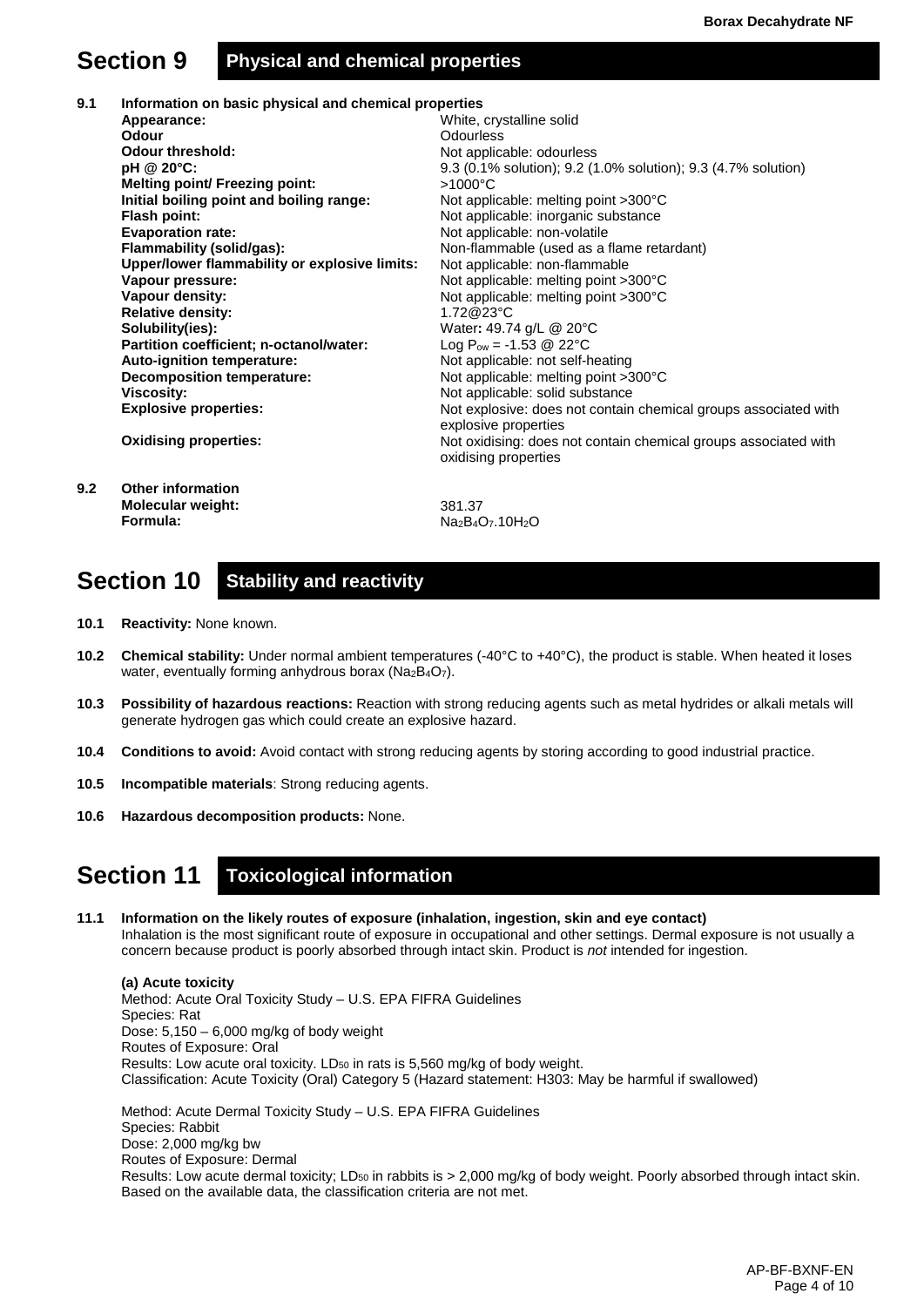## Section 9 Physical and chemical properties

**9.1 Information on basic physical and chemical properties**

| | |
|---|---|
| **Appearance:** | White, crystalline solid |
| **Odour** | Odourless |
| **Odour threshold:** | Not applicable: odourless |
| **pH @ 20°C:** | 9.3 (0.1% solution); 9.2 (1.0% solution); 9.3 (4.7% solution) |
| **Melting point/ Freezing point:** | >1000°C |
| **Initial boiling point and boiling range:** | Not applicable: melting point >300°C |
| **Flash point:** | Not applicable: inorganic substance |
| **Evaporation rate:** | Not applicable: non-volatile |
| **Flammability (solid/gas):** | Non-flammable (used as a flame retardant) |
| **Upper/lower flammability or explosive limits:** | Not applicable: non-flammable |
| **Vapour pressure:** | Not applicable: melting point >300°C |
| **Vapour density:** | Not applicable: melting point >300°C |
| **Relative density:** | 1.72@23°C |
| **Solubility(ies):** | Water**:** 49.74 g/L @ 20°C |
| **Partition coefficient; n-octanol/water:** | Log $P_{ow}$ = -1.53 @ 22°C |
| **Auto-ignition temperature:** | Not applicable: not self-heating |
| **Decomposition temperature:** | Not applicable: melting point >300°C |
| **Viscosity:** | Not applicable: solid substance |
| **Explosive properties:** | Not explosive: does not contain chemical groups associated with explosive properties |
| **Oxidising properties:** | Not oxidising: does not contain chemical groups associated with oxidising properties |

**9.2 Other information**

| | |
|---|---|
| **Molecular weight:** | 381.37 |
| **Formula:** | $Na_2B_4O_7.10H_2O$ |

## Section 10 Stability and reactivity

**10.1 Reactivity:** None known.

**10.2 Chemical stability:** Under normal ambient temperatures (-40°C to +40°C), the product is stable. When heated it loses water, eventually forming anhydrous borax ($Na_2B_4O_7$).

**10.3 Possibility of hazardous reactions:** Reaction with strong reducing agents such as metal hydrides or alkali metals will generate hydrogen gas which could create an explosive hazard.

**10.4 Conditions to avoid:** Avoid contact with strong reducing agents by storing according to good industrial practice.

**10.5 Incompatible materials**: Strong reducing agents.

**10.6 Hazardous decomposition products:** None.

## Section 11 Toxicological information

**11.1 Information on the likely routes of exposure (inhalation, ingestion, skin and eye contact)**

Inhalation is the most significant route of exposure in occupational and other settings. Dermal exposure is not usually a concern because product is poorly absorbed through intact skin. Product is *not* intended for ingestion.

**(a) Acute toxicity**

Method: Acute Oral Toxicity Study – U.S. EPA FIFRA Guidelines
Species: Rat
Dose: 5,150 – 6,000 mg/kg of body weight
Routes of Exposure: Oral
Results: Low acute oral toxicity. $LD_{50}$ in rats is 5,560 mg/kg of body weight.
Classification: Acute Toxicity (Oral) Category 5 (Hazard statement: H303: May be harmful if swallowed)

Method: Acute Dermal Toxicity Study – U.S. EPA FIFRA Guidelines
Species: Rabbit
Dose: 2,000 mg/kg bw
Routes of Exposure: Dermal
Results: Low acute dermal toxicity; $LD_{50}$ in rabbits is > 2,000 mg/kg of body weight. Poorly absorbed through intact skin. Based on the available data, the classification criteria are not met.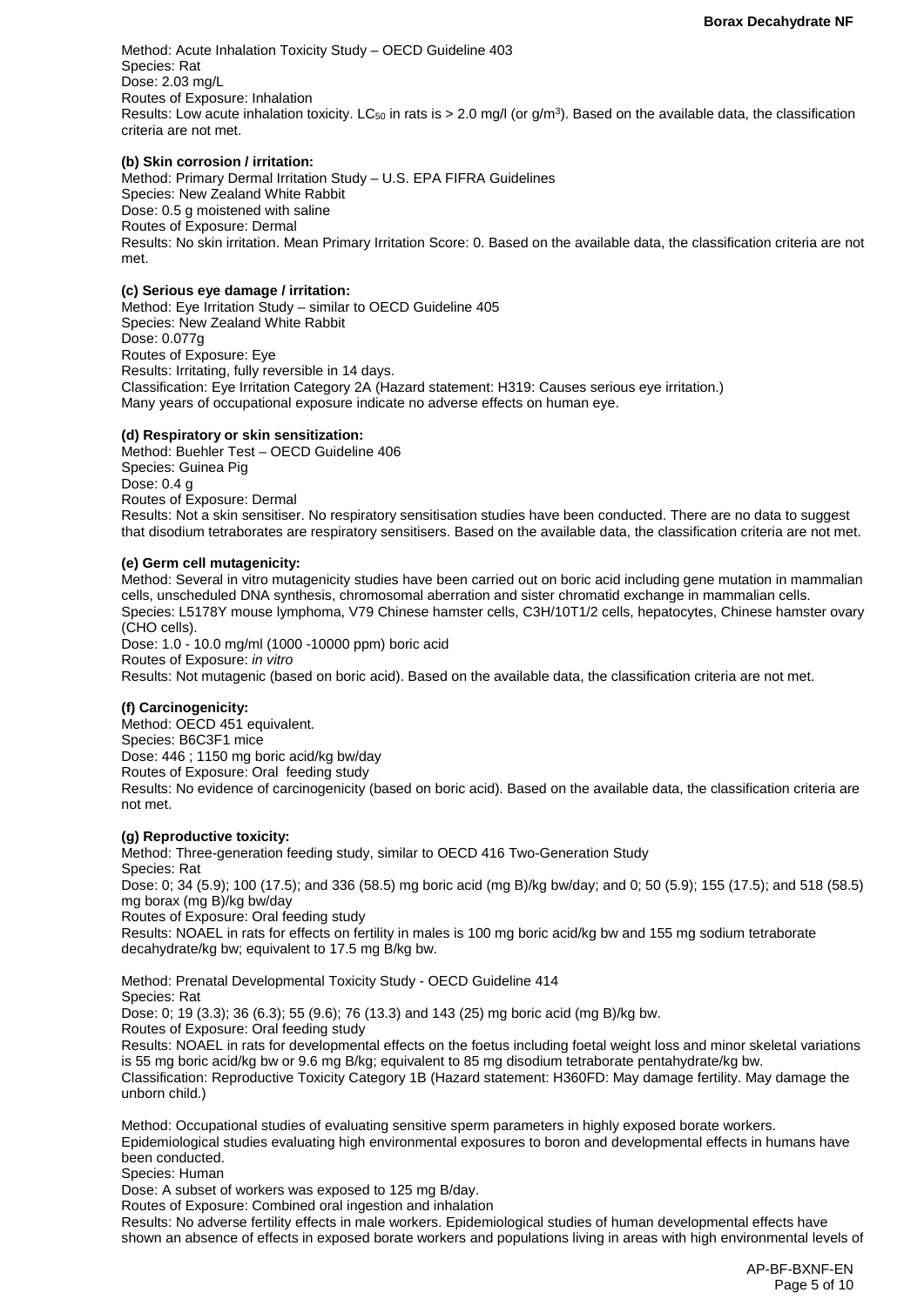Method: Acute Inhalation Toxicity Study – OECD Guideline 403
Species: Rat
Dose: 2.03 mg/L
Routes of Exposure: Inhalation
Results: Low acute inhalation toxicity. $LC_{50}$ in rats is > 2.0 mg/l (or g/m$^3$). Based on the available data, the classification criteria are not met.

**(b) Skin corrosion / irritation:**
Method: Primary Dermal Irritation Study – U.S. EPA FIFRA Guidelines
Species: New Zealand White Rabbit
Dose: 0.5 g moistened with saline
Routes of Exposure: Dermal
Results: No skin irritation. Mean Primary Irritation Score: 0. Based on the available data, the classification criteria are not met.

**(c) Serious eye damage / irritation:**
Method: Eye Irritation Study – similar to OECD Guideline 405
Species: New Zealand White Rabbit
Dose: 0.077g
Routes of Exposure: Eye
Results: Irritating, fully reversible in 14 days.
Classification: Eye Irritation Category 2A (Hazard statement: H319: Causes serious eye irritation.)
Many years of occupational exposure indicate no adverse effects on human eye.

**(d) Respiratory or skin sensitization:**
Method: Buehler Test – OECD Guideline 406
Species: Guinea Pig
Dose: 0.4 g
Routes of Exposure: Dermal
Results: Not a skin sensitiser. No respiratory sensitisation studies have been conducted. There are no data to suggest that disodium tetraborates are respiratory sensitisers. Based on the available data, the classification criteria are not met.

**(e) Germ cell mutagenicity:**
Method: Several in vitro mutagenicity studies have been carried out on boric acid including gene mutation in mammalian cells, unscheduled DNA synthesis, chromosomal aberration and sister chromatid exchange in mammalian cells.
Species: L5178Y mouse lymphoma, V79 Chinese hamster cells, C3H/10T1/2 cells, hepatocytes, Chinese hamster ovary (CHO cells).
Dose: 1.0 - 10.0 mg/ml (1000 -10000 ppm) boric acid
Routes of Exposure: *in vitro*
Results: Not mutagenic (based on boric acid). Based on the available data, the classification criteria are not met.

**(f) Carcinogenicity:**
Method: OECD 451 equivalent.
Species: B6C3F1 mice
Dose: 446 ; 1150 mg boric acid/kg bw/day
Routes of Exposure: Oral feeding study
Results: No evidence of carcinogenicity (based on boric acid). Based on the available data, the classification criteria are not met.

**(g) Reproductive toxicity:**
Method: Three-generation feeding study, similar to OECD 416 Two-Generation Study
Species: Rat
Dose: 0; 34 (5.9); 100 (17.5); and 336 (58.5) mg boric acid (mg B)/kg bw/day; and 0; 50 (5.9); 155 (17.5); and 518 (58.5) mg borax (mg B)/kg bw/day
Routes of Exposure: Oral feeding study
Results: NOAEL in rats for effects on fertility in males is 100 mg boric acid/kg bw and 155 mg sodium tetraborate decahydrate/kg bw; equivalent to 17.5 mg B/kg bw.

Method: Prenatal Developmental Toxicity Study - OECD Guideline 414
Species: Rat
Dose: 0; 19 (3.3); 36 (6.3); 55 (9.6); 76 (13.3) and 143 (25) mg boric acid (mg B)/kg bw.
Routes of Exposure: Oral feeding study
Results: NOAEL in rats for developmental effects on the foetus including foetal weight loss and minor skeletal variations is 55 mg boric acid/kg bw or 9.6 mg B/kg; equivalent to 85 mg disodium tetraborate pentahydrate/kg bw.
Classification: Reproductive Toxicity Category 1B (Hazard statement: H360FD: May damage fertility. May damage the unborn child.)

Method: Occupational studies of evaluating sensitive sperm parameters in highly exposed borate workers. Epidemiological studies evaluating high environmental exposures to boron and developmental effects in humans have been conducted.
Species: Human
Dose: A subset of workers was exposed to 125 mg B/day.
Routes of Exposure: Combined oral ingestion and inhalation
Results: No adverse fertility effects in male workers. Epidemiological studies of human developmental effects have shown an absence of effects in exposed borate workers and populations living in areas with high environmental levels of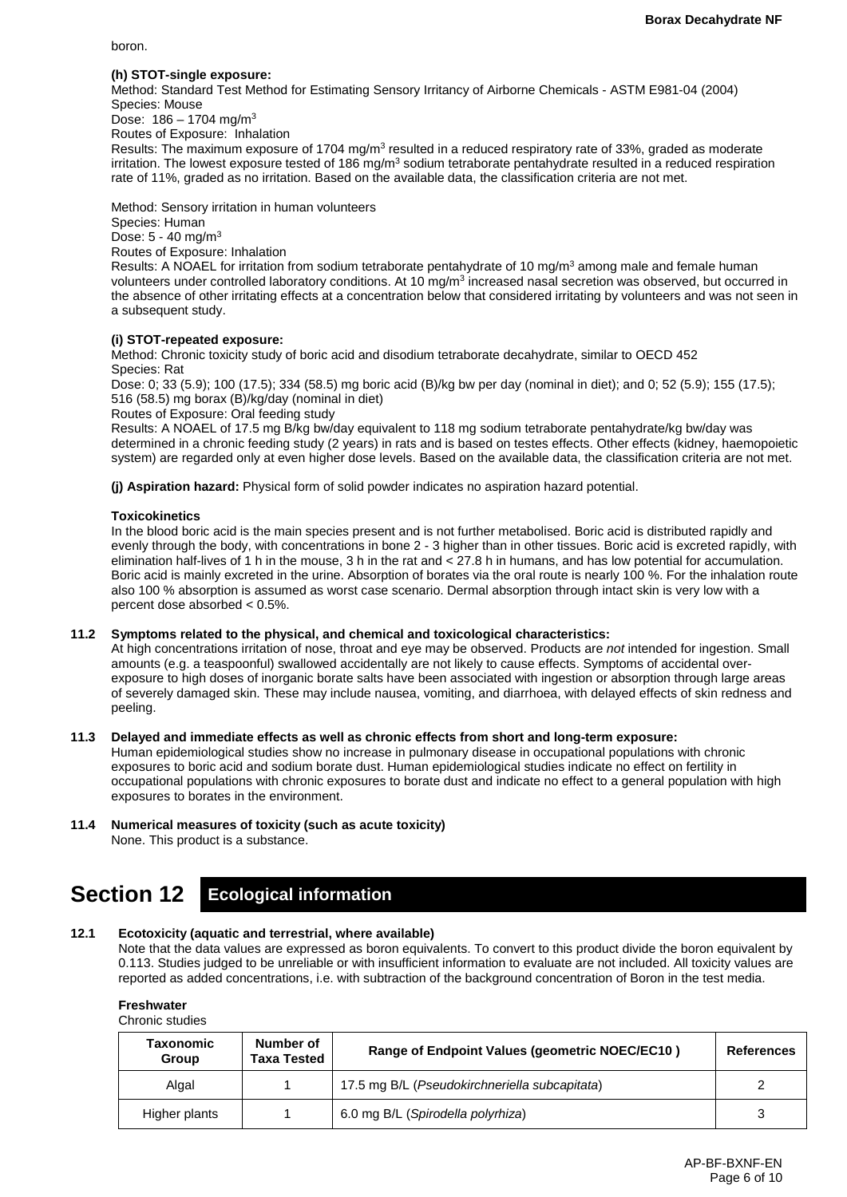boron.

**(h) STOT-single exposure:**

Method: Standard Test Method for Estimating Sensory Irritancy of Airborne Chemicals - ASTM E981-04 (2004)
Species: Mouse
Dose: 186 – 1704 mg/m$^3$
Routes of Exposure: Inhalation
Results: The maximum exposure of 1704 mg/m$^3$ resulted in a reduced respiratory rate of 33%, graded as moderate irritation. The lowest exposure tested of 186 mg/m$^3$ sodium tetraborate pentahydrate resulted in a reduced respiration rate of 11%, graded as no irritation. Based on the available data, the classification criteria are not met.

Method: Sensory irritation in human volunteers
Species: Human
Dose: 5 - 40 mg/m$^3$
Routes of Exposure: Inhalation
Results: A NOAEL for irritation from sodium tetraborate pentahydrate of 10 mg/m$^3$ among male and female human volunteers under controlled laboratory conditions. At 10 mg/m$^3$ increased nasal secretion was observed, but occurred in the absence of other irritating effects at a concentration below that considered irritating by volunteers and was not seen in a subsequent study.

**(i) STOT-repeated exposure:**

Method: Chronic toxicity study of boric acid and disodium tetraborate decahydrate, similar to OECD 452
Species: Rat
Dose: 0; 33 (5.9); 100 (17.5); 334 (58.5) mg boric acid (B)/kg bw per day (nominal in diet); and 0; 52 (5.9); 155 (17.5); 516 (58.5) mg borax (B)/kg/day (nominal in diet)
Routes of Exposure: Oral feeding study
Results: A NOAEL of 17.5 mg B/kg bw/day equivalent to 118 mg sodium tetraborate pentahydrate/kg bw/day was determined in a chronic feeding study (2 years) in rats and is based on testes effects. Other effects (kidney, haemopoietic system) are regarded only at even higher dose levels. Based on the available data, the classification criteria are not met.

**(j) Aspiration hazard:** Physical form of solid powder indicates no aspiration hazard potential.

**Toxicokinetics**

In the blood boric acid is the main species present and is not further metabolised. Boric acid is distributed rapidly and evenly through the body, with concentrations in bone 2 - 3 higher than in other tissues. Boric acid is excreted rapidly, with elimination half-lives of 1 h in the mouse, 3 h in the rat and < 27.8 h in humans, and has low potential for accumulation. Boric acid is mainly excreted in the urine. Absorption of borates via the oral route is nearly 100 %. For the inhalation route also 100 % absorption is assumed as worst case scenario. Dermal absorption through intact skin is very low with a percent dose absorbed < 0.5%.

**11.2 Symptoms related to the physical, and chemical and toxicological characteristics:**

At high concentrations irritation of nose, throat and eye may be observed. Products are *not* intended for ingestion. Small amounts (e.g. a teaspoonful) swallowed accidentally are not likely to cause effects. Symptoms of accidental over-exposure to high doses of inorganic borate salts have been associated with ingestion or absorption through large areas of severely damaged skin. These may include nausea, vomiting, and diarrhoea, with delayed effects of skin redness and peeling.

**11.3 Delayed and immediate effects as well as chronic effects from short and long-term exposure:**

Human epidemiological studies show no increase in pulmonary disease in occupational populations with chronic exposures to boric acid and sodium borate dust. Human epidemiological studies indicate no effect on fertility in occupational populations with chronic exposures to borate dust and indicate no effect to a general population with high exposures to borates in the environment.

**11.4 Numerical measures of toxicity (such as acute toxicity)**

None. This product is a substance.

# Section 12 Ecological information

**12.1 Ecotoxicity (aquatic and terrestrial, where available)**

Note that the data values are expressed as boron equivalents. To convert to this product divide the boron equivalent by 0.113. Studies judged to be unreliable or with insufficient information to evaluate are not included. All toxicity values are reported as added concentrations, i.e. with subtraction of the background concentration of Boron in the test media.

**Freshwater**

Chronic studies

| Taxonomic Group | Number of Taxa Tested | Range of Endpoint Values (geometric NOEC/EC10 ) | References |
|---|---|---|---|
| Algal | 1 | 17.5 mg B/L (*Pseudokirchneriella subcapitata*) | 2 |
| Higher plants | 1 | 6.0 mg B/L (*Spirodella polyrhiza*) | 3 |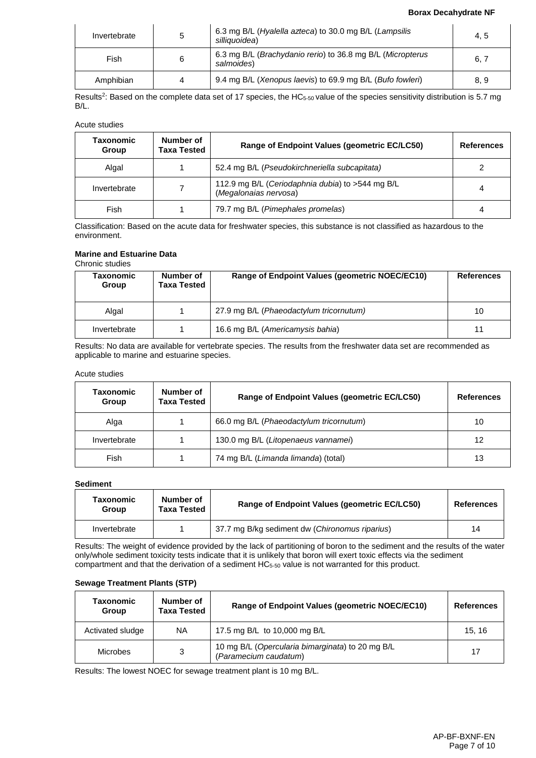| Invertebrate | 5 | 6.3 mg B/L (*Hyalella azteca*) to 30.0 mg B/L (*Lampsilis silliquoidea*) | 4, 5 |
|---|---|---|---|
| Fish | 6 | 6.3 mg B/L (*Brachydanio rerio*) to 36.8 mg B/L (*Micropterus salmoides*) | 6, 7 |
| Amphibian | 4 | 9.4 mg B/L (*Xenopus laevis*) to 69.9 mg B/L (*Bufo fowleri*) | 8, 9 |

Results[2]: Based on the complete data set of 17 species, the $HC_{5-50}$ value of the species sensitivity distribution is 5.7 mg B/L.

Acute studies

| Taxonomic Group | Number of Taxa Tested | Range of Endpoint Values (geometric EC/LC50) | References |
|---|---|---|---|
| Algal | 1 | 52.4 mg B/L (*Pseudokirchneriella subcapitata)* | 2 |
| Invertebrate | 7 | 112.9 mg B/L (*Ceriodaphnia dubia*) to >544 mg B/L (*Megalonaias nervosa*) | 4 |
| Fish | 1 | 79.7 mg B/L (*Pimephales promelas*) | 4 |

Classification: Based on the acute data for freshwater species, this substance is not classified as hazardous to the environment.

**Marine and Estuarine Data**

Chronic studies

| Taxonomic Group | Number of Taxa Tested | Range of Endpoint Values (geometric NOEC/EC10) | References |
|---|---|---|---|
| Algal | 1 | 27.9 mg B/L (*Phaeodactylum tricornutum)* | 10 |
| Invertebrate | 1 | 16.6 mg B/L (*Americamysis bahia*) | 11 |

Results: No data are available for vertebrate species. The results from the freshwater data set are recommended as applicable to marine and estuarine species.

Acute studies

| Taxonomic Group | Number of Taxa Tested | Range of Endpoint Values (geometric EC/LC50) | References |
|---|---|---|---|
| Alga | 1 | 66.0 mg B/L (*Phaeodactylum tricornutum*) | 10 |
| Invertebrate | 1 | 130.0 mg B/L (*Litopenaeus vannamei*) | 12 |
| Fish | 1 | 74 mg B/L (*Limanda limanda*) (total) | 13 |

**Sediment**

| Taxonomic Group | Number of Taxa Tested | Range of Endpoint Values (geometric EC/LC50) | References |
|---|---|---|---|
| Invertebrate | 1 | 37.7 mg B/kg sediment dw (*Chironomus riparius*) | 14 |

Results: The weight of evidence provided by the lack of partitioning of boron to the sediment and the results of the water only/whole sediment toxicity tests indicate that it is unlikely that boron will exert toxic effects via the sediment compartment and that the derivation of a sediment $HC_{5-50}$ value is not warranted for this product.

**Sewage Treatment Plants (STP)**

| Taxonomic Group | Number of Taxa Tested | Range of Endpoint Values (geometric NOEC/EC10) | References |
|---|---|---|---|
| Activated sludge | NA | 17.5 mg B/L to 10,000 mg B/L | 15, 16 |
| Microbes | 3 | 10 mg B/L (*Opercularia bimarginata*) to 20 mg B/L (*Paramecium caudatum*) | 17 |

Results: The lowest NOEC for sewage treatment plant is 10 mg B/L.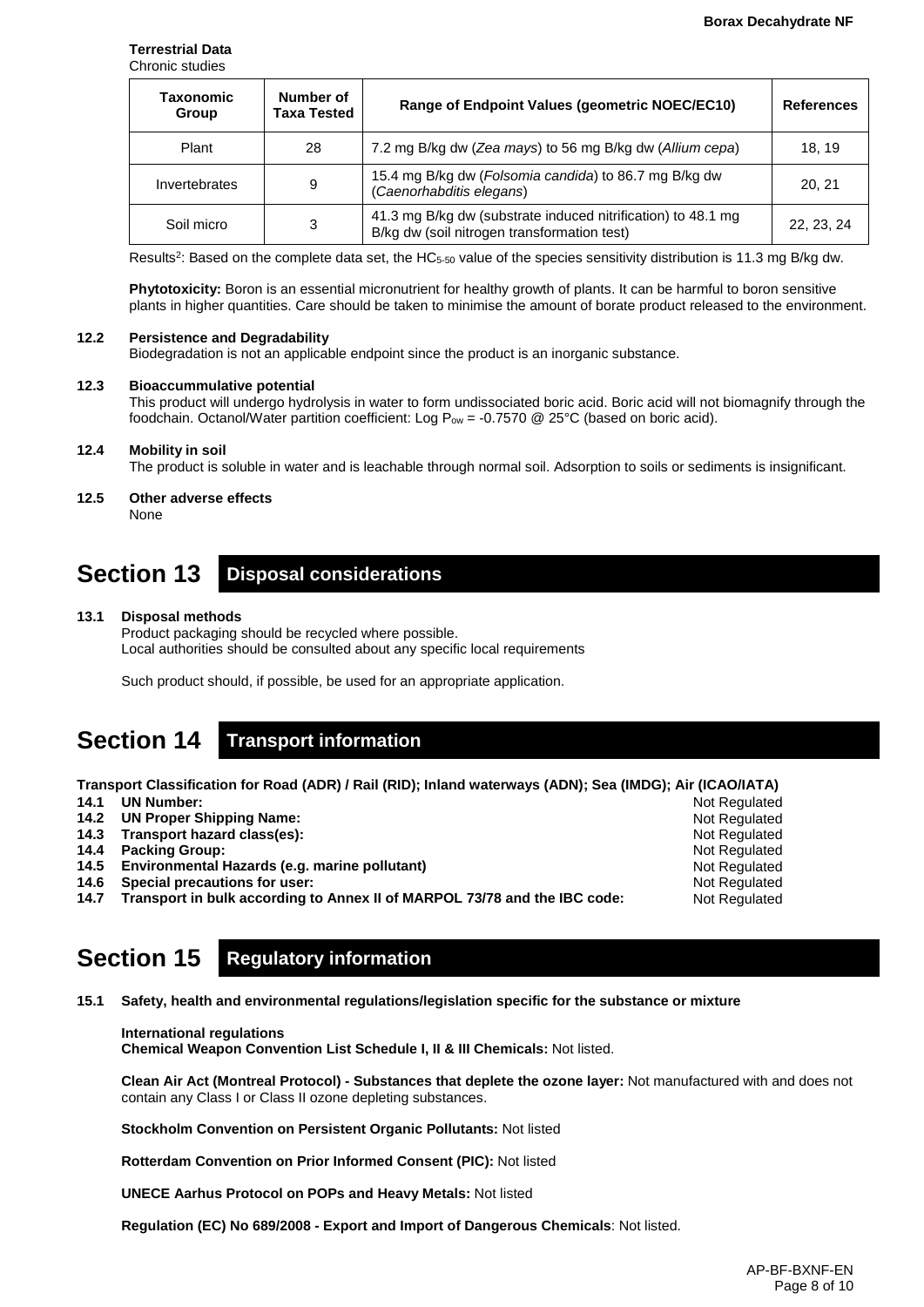**Terrestrial Data**

Chronic studies

| Taxonomic Group | Number of Taxa Tested | Range of Endpoint Values (geometric NOEC/EC10) | References |
|---|---|---|---|
| Plant | 28 | 7.2 mg B/kg dw (*Zea mays*) to 56 mg B/kg dw (*Allium cepa*) | 18, 19 |
| Invertebrates | 9 | 15.4 mg B/kg dw (*Folsomia candida*) to 86.7 mg B/kg dw (*Caenorhabditis elegans*) | 20, 21 |
| Soil micro | 3 | 41.3 mg B/kg dw (substrate induced nitrification) to 48.1 mg B/kg dw (soil nitrogen transformation test) | 22, 23, 24 |

Results[2]: Based on the complete data set, the $HC_{5\text{-}50}$ value of the species sensitivity distribution is 11.3 mg B/kg dw.

**Phytotoxicity:** Boron is an essential micronutrient for healthy growth of plants. It can be harmful to boron sensitive plants in higher quantities. Care should be taken to minimise the amount of borate product released to the environment.

**12.2 Persistence and Degradability**

Biodegradation is not an applicable endpoint since the product is an inorganic substance.

**12.3 Bioaccummulative potential**

This product will undergo hydrolysis in water to form undissociated boric acid. Boric acid will not biomagnify through the foodchain. Octanol/Water partition coefficient: Log $P_{ow}$ = -0.7570 @ 25°C (based on boric acid).

**12.4 Mobility in soil**

The product is soluble in water and is leachable through normal soil. Adsorption to soils or sediments is insignificant.

**12.5 Other adverse effects**

None

# Section 13 Disposal considerations

**13.1 Disposal methods**

Product packaging should be recycled where possible.
Local authorities should be consulted about any specific local requirements

Such product should, if possible, be used for an appropriate application.

# Section 14 Transport information

**Transport Classification for Road (ADR) / Rail (RID); Inland waterways (ADN); Sea (IMDG); Air (ICAO/IATA)**

| | | |
|---|---|---|
| **14.1** | **UN Number:** | Not Regulated |
| **14.2** | **UN Proper Shipping Name:** | Not Regulated |
| **14.3** | **Transport hazard class(es):** | Not Regulated |
| **14.4** | **Packing Group:** | Not Regulated |
| **14.5** | **Environmental Hazards (e.g. marine pollutant)** | Not Regulated |
| **14.6** | **Special precautions for user:** | Not Regulated |
| **14.7** | **Transport in bulk according to Annex II of MARPOL 73/78 and the IBC code:** | Not Regulated |

# Section 15 Regulatory information

**15.1 Safety, health and environmental regulations/legislation specific for the substance or mixture**

**International regulations**

**Chemical Weapon Convention List Schedule I, II & III Chemicals:** Not listed.

**Clean Air Act (Montreal Protocol) - Substances that deplete the ozone layer:** Not manufactured with and does not contain any Class I or Class II ozone depleting substances.

**Stockholm Convention on Persistent Organic Pollutants:** Not listed

**Rotterdam Convention on Prior Informed Consent (PIC):** Not listed

**UNECE Aarhus Protocol on POPs and Heavy Metals:** Not listed

**Regulation (EC) No 689/2008 - Export and Import of Dangerous Chemicals**: Not listed.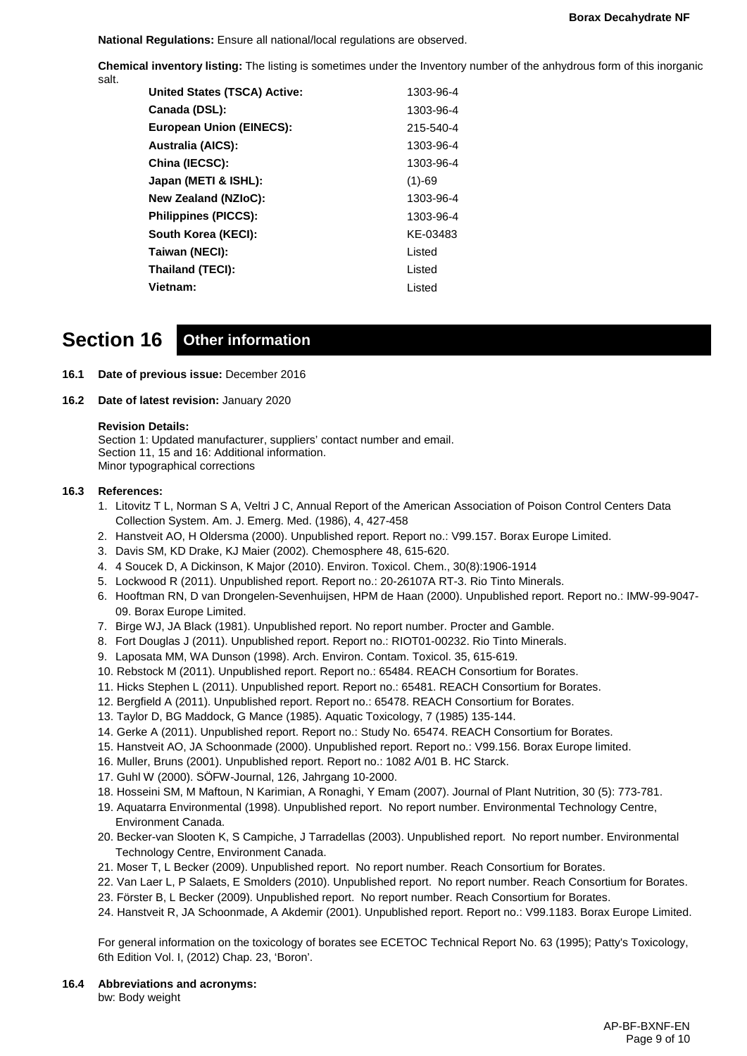**National Regulations:** Ensure all national/local regulations are observed.

**Chemical inventory listing:** The listing is sometimes under the Inventory number of the anhydrous form of this inorganic salt.

| | |
|---|---|
| **United States (TSCA) Active:** | 1303-96-4 |
| **Canada (DSL):** | 1303-96-4 |
| **European Union (EINECS):** | 215-540-4 |
| **Australia (AICS):** | 1303-96-4 |
| **China (IECSC):** | 1303-96-4 |
| **Japan (METI & ISHL):** | (1)-69 |
| **New Zealand (NZIoC):** | 1303-96-4 |
| **Philippines (PICCS):** | 1303-96-4 |
| **South Korea (KECI):** | KE-03483 |
| **Taiwan (NECI):** | Listed |
| **Thailand (TECI):** | Listed |
| **Vietnam:** | Listed |

## Section 16 Other information

**16.1 Date of previous issue:** December 2016

**16.2 Date of latest revision:** January 2020

**Revision Details:**
Section 1: Updated manufacturer, suppliers' contact number and email.
Section 11, 15 and 16: Additional information.
Minor typographical corrections

**16.3 References:**

1. Litovitz T L, Norman S A, Veltri J C, Annual Report of the American Association of Poison Control Centers Data Collection System. Am. J. Emerg. Med. (1986), 4, 427-458
2. Hanstveit AO, H Oldersma (2000). Unpublished report. Report no.: V99.157. Borax Europe Limited.
3. Davis SM, KD Drake, KJ Maier (2002). Chemosphere 48, 615-620.
4. 4 Soucek D, A Dickinson, K Major (2010). Environ. Toxicol. Chem., 30(8):1906-1914
5. Lockwood R (2011). Unpublished report. Report no.: 20-26107A RT-3. Rio Tinto Minerals.
6. Hooftman RN, D van Drongelen-Sevenhuijsen, HPM de Haan (2000). Unpublished report. Report no.: IMW-99-9047-09. Borax Europe Limited.
7. Birge WJ, JA Black (1981). Unpublished report. No report number. Procter and Gamble.
8. Fort Douglas J (2011). Unpublished report. Report no.: RIOT01-00232. Rio Tinto Minerals.
9. Laposata MM, WA Dunson (1998). Arch. Environ. Contam. Toxicol. 35, 615-619.
10. Rebstock M (2011). Unpublished report. Report no.: 65484. REACH Consortium for Borates.
11. Hicks Stephen L (2011). Unpublished report. Report no.: 65481. REACH Consortium for Borates.
12. Bergfield A (2011). Unpublished report. Report no.: 65478. REACH Consortium for Borates.
13. Taylor D, BG Maddock, G Mance (1985). Aquatic Toxicology, 7 (1985) 135-144.
14. Gerke A (2011). Unpublished report. Report no.: Study No. 65474. REACH Consortium for Borates.
15. Hanstveit AO, JA Schoonmade (2000). Unpublished report. Report no.: V99.156. Borax Europe limited.
16. Muller, Bruns (2001). Unpublished report. Report no.: 1082 A/01 B. HC Starck.
17. Guhl W (2000). SÖFW-Journal, 126, Jahrgang 10-2000.
18. Hosseini SM, M Maftoun, N Karimian, A Ronaghi, Y Emam (2007). Journal of Plant Nutrition, 30 (5): 773-781.
19. Aquatarra Environmental (1998). Unpublished report. No report number. Environmental Technology Centre, Environment Canada.
20. Becker-van Slooten K, S Campiche, J Tarradellas (2003). Unpublished report. No report number. Environmental Technology Centre, Environment Canada.
21. Moser T, L Becker (2009). Unpublished report. No report number. Reach Consortium for Borates.
22. Van Laer L, P Salaets, E Smolders (2010). Unpublished report. No report number. Reach Consortium for Borates.
23. Förster B, L Becker (2009). Unpublished report. No report number. Reach Consortium for Borates.
24. Hanstveit R, JA Schoonmade, A Akdemir (2001). Unpublished report. Report no.: V99.1183. Borax Europe Limited.

For general information on the toxicology of borates see ECETOC Technical Report No. 63 (1995); Patty's Toxicology, 6th Edition Vol. I, (2012) Chap. 23, 'Boron'.

**16.4 Abbreviations and acronyms:**
bw: Body weight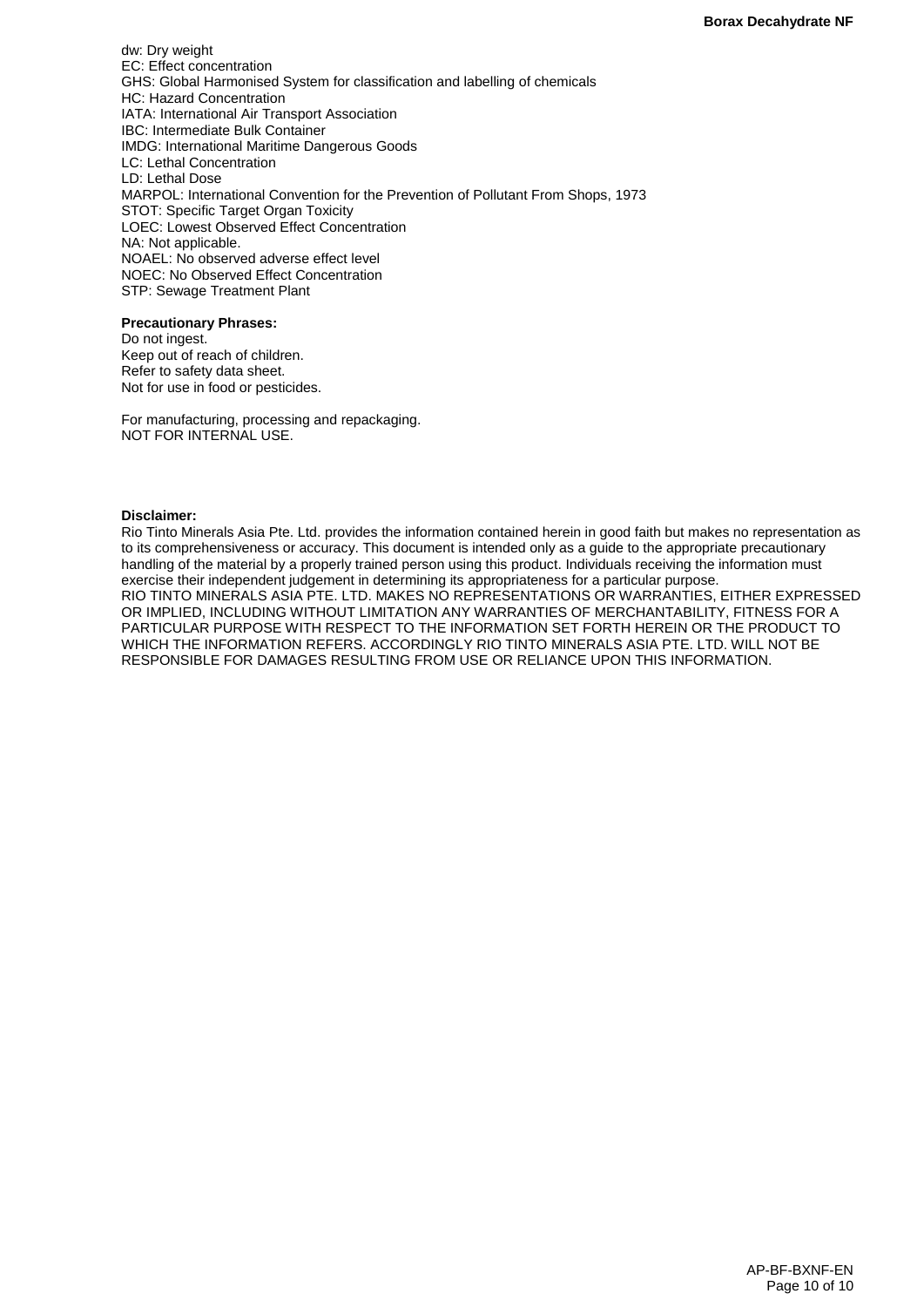dw: Dry weight
EC: Effect concentration
GHS: Global Harmonised System for classification and labelling of chemicals
HC: Hazard Concentration
IATA: International Air Transport Association
IBC: Intermediate Bulk Container
IMDG: International Maritime Dangerous Goods
LC: Lethal Concentration
LD: Lethal Dose
MARPOL: International Convention for the Prevention of Pollutant From Shops, 1973
STOT: Specific Target Organ Toxicity
LOEC: Lowest Observed Effect Concentration
NA: Not applicable.
NOAEL: No observed adverse effect level
NOEC: No Observed Effect Concentration
STP: Sewage Treatment Plant

**Precautionary Phrases:**
Do not ingest.
Keep out of reach of children.
Refer to safety data sheet.
Not for use in food or pesticides.

For manufacturing, processing and repackaging.
NOT FOR INTERNAL USE.

**Disclaimer:**
Rio Tinto Minerals Asia Pte. Ltd. provides the information contained herein in good faith but makes no representation as to its comprehensiveness or accuracy. This document is intended only as a guide to the appropriate precautionary handling of the material by a properly trained person using this product. Individuals receiving the information must exercise their independent judgement in determining its appropriateness for a particular purpose.
RIO TINTO MINERALS ASIA PTE. LTD. MAKES NO REPRESENTATIONS OR WARRANTIES, EITHER EXPRESSED OR IMPLIED, INCLUDING WITHOUT LIMITATION ANY WARRANTIES OF MERCHANTABILITY, FITNESS FOR A PARTICULAR PURPOSE WITH RESPECT TO THE INFORMATION SET FORTH HEREIN OR THE PRODUCT TO WHICH THE INFORMATION REFERS. ACCORDINGLY RIO TINTO MINERALS ASIA PTE. LTD. WILL NOT BE RESPONSIBLE FOR DAMAGES RESULTING FROM USE OR RELIANCE UPON THIS INFORMATION.

AP-BF-BXNF-EN